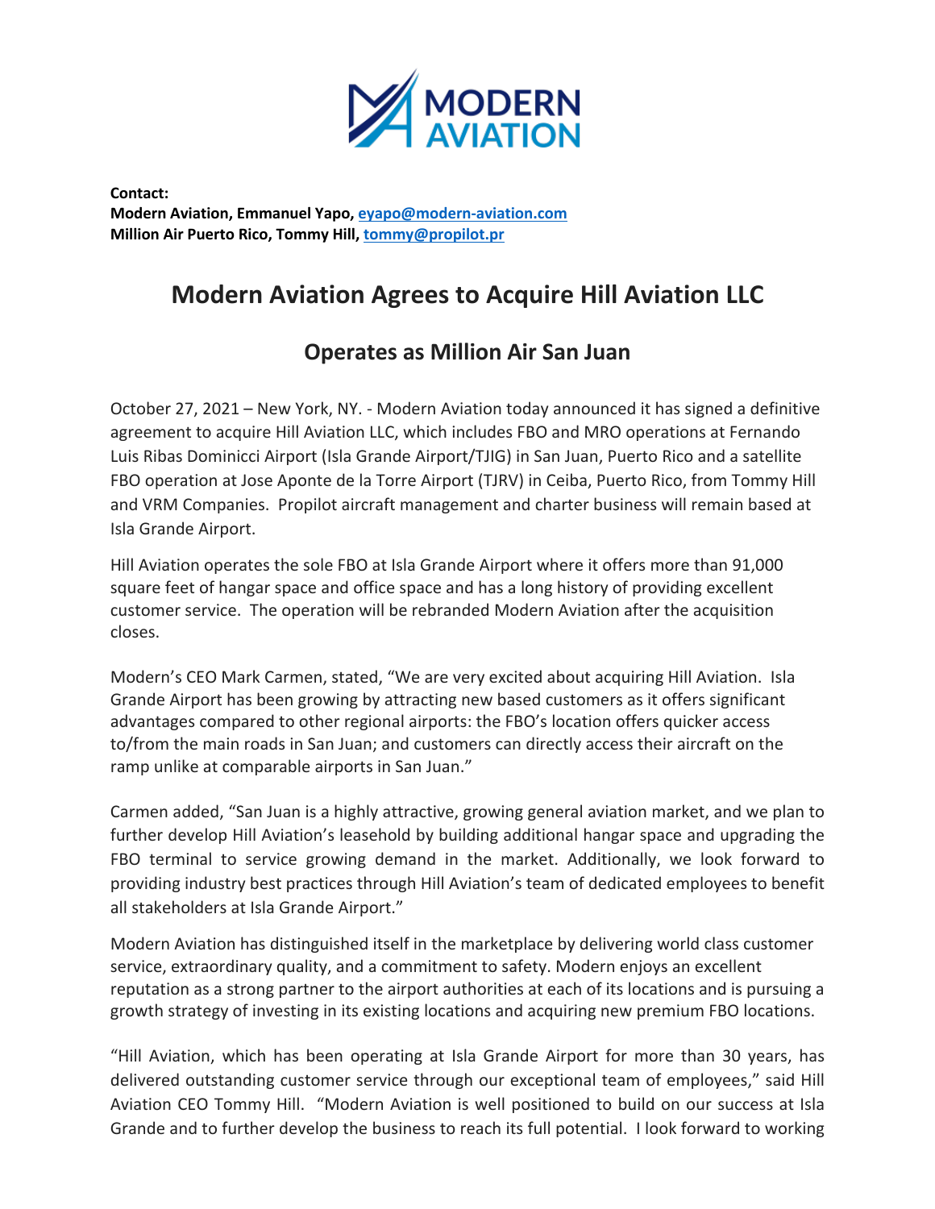**Contact:**
**Modern Aviation, Emmanuel Yapo, eyapo@modern-aviation.com**
**Million Air Puerto Rico, Tommy Hill, tommy@propilot.pr**

# Modern Aviation Agrees to Acquire Hill Aviation LLC

## Operates as Million Air San Juan

October 27, 2021 – New York, NY. - Modern Aviation today announced it has signed a definitive agreement to acquire Hill Aviation LLC, which includes FBO and MRO operations at Fernando Luis Ribas Dominicci Airport (Isla Grande Airport/TJIG) in San Juan, Puerto Rico and a satellite FBO operation at Jose Aponte de la Torre Airport (TJRV) in Ceiba, Puerto Rico, from Tommy Hill and VRM Companies. Propilot aircraft management and charter business will remain based at Isla Grande Airport.

Hill Aviation operates the sole FBO at Isla Grande Airport where it offers more than 91,000 square feet of hangar space and office space and has a long history of providing excellent customer service. The operation will be rebranded Modern Aviation after the acquisition closes.

Modern's CEO Mark Carmen, stated, "We are very excited about acquiring Hill Aviation. Isla Grande Airport has been growing by attracting new based customers as it offers significant advantages compared to other regional airports: the FBO's location offers quicker access to/from the main roads in San Juan; and customers can directly access their aircraft on the ramp unlike at comparable airports in San Juan."

Carmen added, "San Juan is a highly attractive, growing general aviation market, and we plan to further develop Hill Aviation's leasehold by building additional hangar space and upgrading the FBO terminal to service growing demand in the market. Additionally, we look forward to providing industry best practices through Hill Aviation's team of dedicated employees to benefit all stakeholders at Isla Grande Airport."

Modern Aviation has distinguished itself in the marketplace by delivering world class customer service, extraordinary quality, and a commitment to safety. Modern enjoys an excellent reputation as a strong partner to the airport authorities at each of its locations and is pursuing a growth strategy of investing in its existing locations and acquiring new premium FBO locations.

"Hill Aviation, which has been operating at Isla Grande Airport for more than 30 years, has delivered outstanding customer service through our exceptional team of employees," said Hill Aviation CEO Tommy Hill. "Modern Aviation is well positioned to build on our success at Isla Grande and to further develop the business to reach its full potential. I look forward to working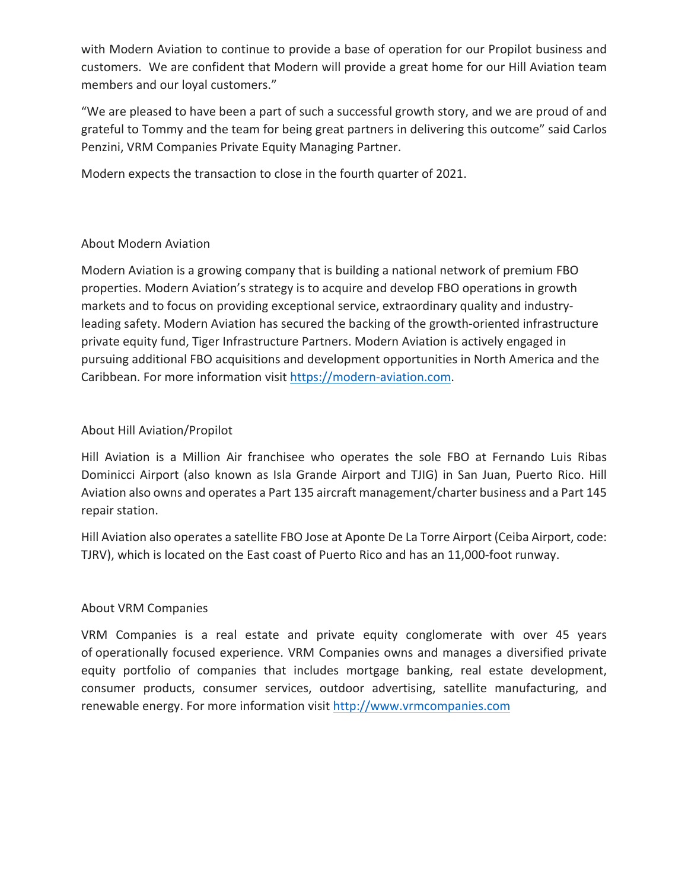with Modern Aviation to continue to provide a base of operation for our Propilot business and customers. We are confident that Modern will provide a great home for our Hill Aviation team members and our loyal customers."

"We are pleased to have been a part of such a successful growth story, and we are proud of and grateful to Tommy and the team for being great partners in delivering this outcome" said Carlos Penzini, VRM Companies Private Equity Managing Partner.

Modern expects the transaction to close in the fourth quarter of 2021.

## About Modern Aviation

Modern Aviation is a growing company that is building a national network of premium FBO properties. Modern Aviation's strategy is to acquire and develop FBO operations in growth markets and to focus on providing exceptional service, extraordinary quality and industry-leading safety. Modern Aviation has secured the backing of the growth-oriented infrastructure private equity fund, Tiger Infrastructure Partners. Modern Aviation is actively engaged in pursuing additional FBO acquisitions and development opportunities in North America and the Caribbean. For more information visit [https://modern-aviation.com](https://modern-aviation.com).

## About Hill Aviation/Propilot

Hill Aviation is a Million Air franchisee who operates the sole FBO at Fernando Luis Ribas Dominicci Airport (also known as Isla Grande Airport and TJIG) in San Juan, Puerto Rico. Hill Aviation also owns and operates a Part 135 aircraft management/charter business and a Part 145 repair station.

Hill Aviation also operates a satellite FBO Jose at Aponte De La Torre Airport (Ceiba Airport, code: TJRV), which is located on the East coast of Puerto Rico and has an 11,000-foot runway.

## About VRM Companies

VRM Companies is a real estate and private equity conglomerate with over 45 years of operationally focused experience. VRM Companies owns and manages a diversified private equity portfolio of companies that includes mortgage banking, real estate development, consumer products, consumer services, outdoor advertising, satellite manufacturing, and renewable energy. For more information visit [http://www.vrmcompanies.com](http://www.vrmcompanies.com)